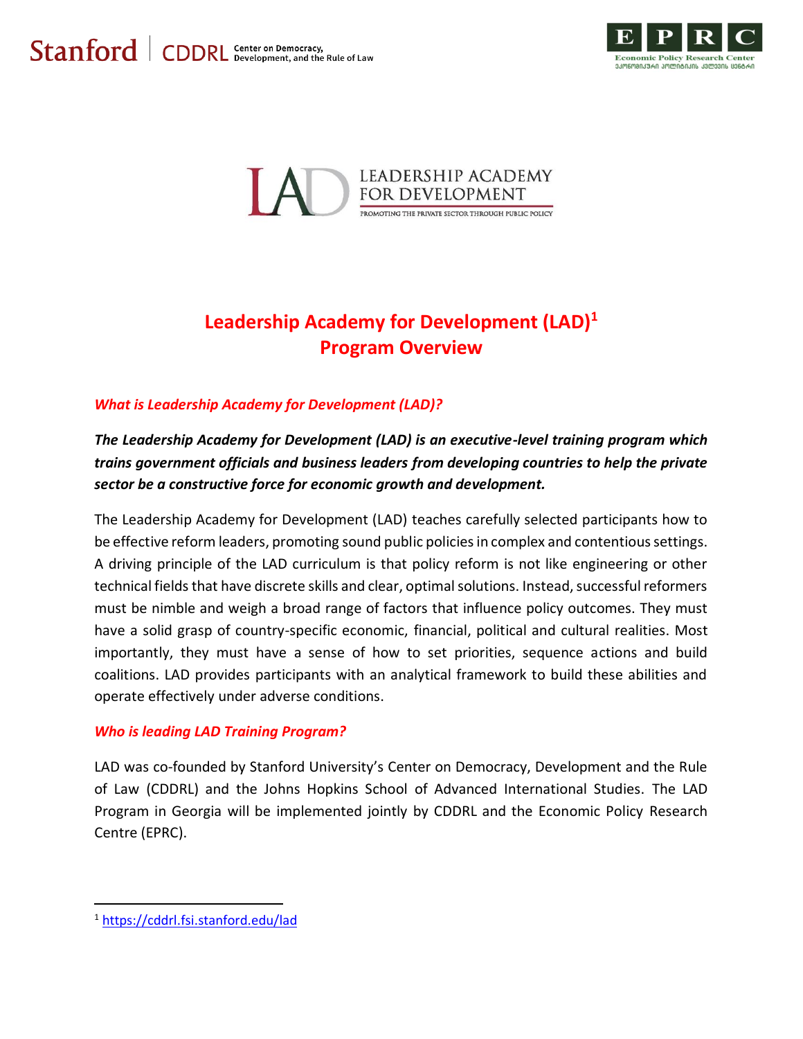Stanford | CDDRL Center on Democracy, Development, and the Rule of Law

EPRC Economic Policy Research Center

LEADERSHIP ACADEMY FOR DEVELOPMENT
PROMOTING THE PRIVATE SECTOR THROUGH PUBLIC POLICY

# Leadership Academy for Development (LAD)[1] Program Overview

### *What is Leadership Academy for Development (LAD)?*

***The Leadership Academy for Development (LAD) is an executive-level training program which trains government officials and business leaders from developing countries to help the private sector be a constructive force for economic growth and development.***

The Leadership Academy for Development (LAD) teaches carefully selected participants how to be effective reform leaders, promoting sound public policies in complex and contentious settings. A driving principle of the LAD curriculum is that policy reform is not like engineering or other technical fields that have discrete skills and clear, optimal solutions. Instead, successful reformers must be nimble and weigh a broad range of factors that influence policy outcomes. They must have a solid grasp of country-specific economic, financial, political and cultural realities. Most importantly, they must have a sense of how to set priorities, sequence actions and build coalitions. LAD provides participants with an analytical framework to build these abilities and operate effectively under adverse conditions.

### *Who is leading LAD Training Program?*

LAD was co-founded by Stanford University's Center on Democracy, Development and the Rule of Law (CDDRL) and the Johns Hopkins School of Advanced International Studies. The LAD Program in Georgia will be implemented jointly by CDDRL and the Economic Policy Research Centre (EPRC).

---

[1] https://cddrl.fsi.stanford.edu/lad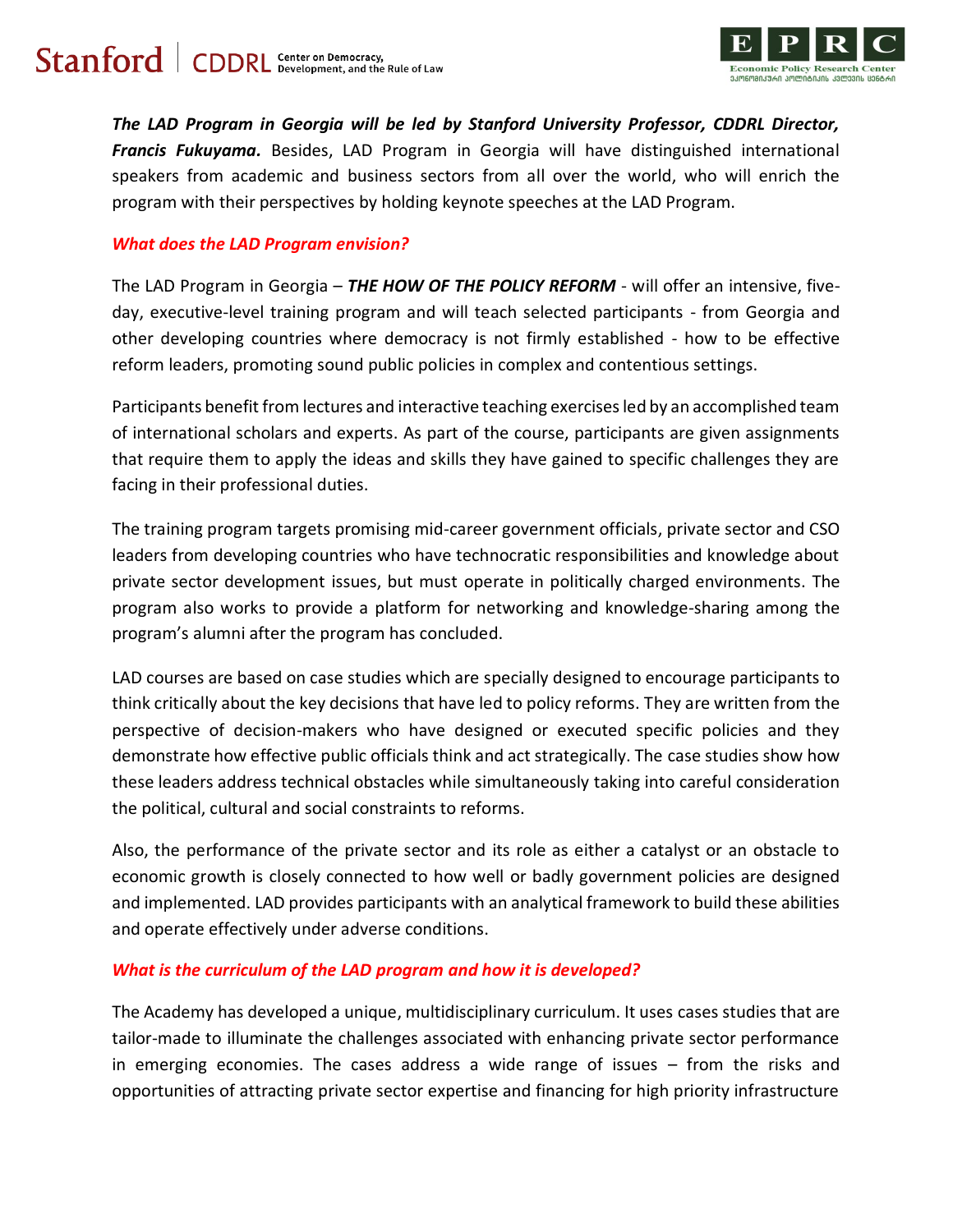***The LAD Program in Georgia will be led by Stanford University Professor, CDDRL Director, Francis Fukuyama.*** Besides, LAD Program in Georgia will have distinguished international speakers from academic and business sectors from all over the world, who will enrich the program with their perspectives by holding keynote speeches at the LAD Program.

***What does the LAD Program envision?***

The LAD Program in Georgia – ***THE HOW OF THE POLICY REFORM*** - will offer an intensive, five-day, executive-level training program and will teach selected participants - from Georgia and other developing countries where democracy is not firmly established - how to be effective reform leaders, promoting sound public policies in complex and contentious settings.

Participants benefit from lectures and interactive teaching exercises led by an accomplished team of international scholars and experts. As part of the course, participants are given assignments that require them to apply the ideas and skills they have gained to specific challenges they are facing in their professional duties.

The training program targets promising mid-career government officials, private sector and CSO leaders from developing countries who have technocratic responsibilities and knowledge about private sector development issues, but must operate in politically charged environments. The program also works to provide a platform for networking and knowledge-sharing among the program's alumni after the program has concluded.

LAD courses are based on case studies which are specially designed to encourage participants to think critically about the key decisions that have led to policy reforms. They are written from the perspective of decision-makers who have designed or executed specific policies and they demonstrate how effective public officials think and act strategically. The case studies show how these leaders address technical obstacles while simultaneously taking into careful consideration the political, cultural and social constraints to reforms.

Also, the performance of the private sector and its role as either a catalyst or an obstacle to economic growth is closely connected to how well or badly government policies are designed and implemented. LAD provides participants with an analytical framework to build these abilities and operate effectively under adverse conditions.

***What is the curriculum of the LAD program and how it is developed?***

The Academy has developed a unique, multidisciplinary curriculum. It uses cases studies that are tailor-made to illuminate the challenges associated with enhancing private sector performance in emerging economies. The cases address a wide range of issues – from the risks and opportunities of attracting private sector expertise and financing for high priority infrastructure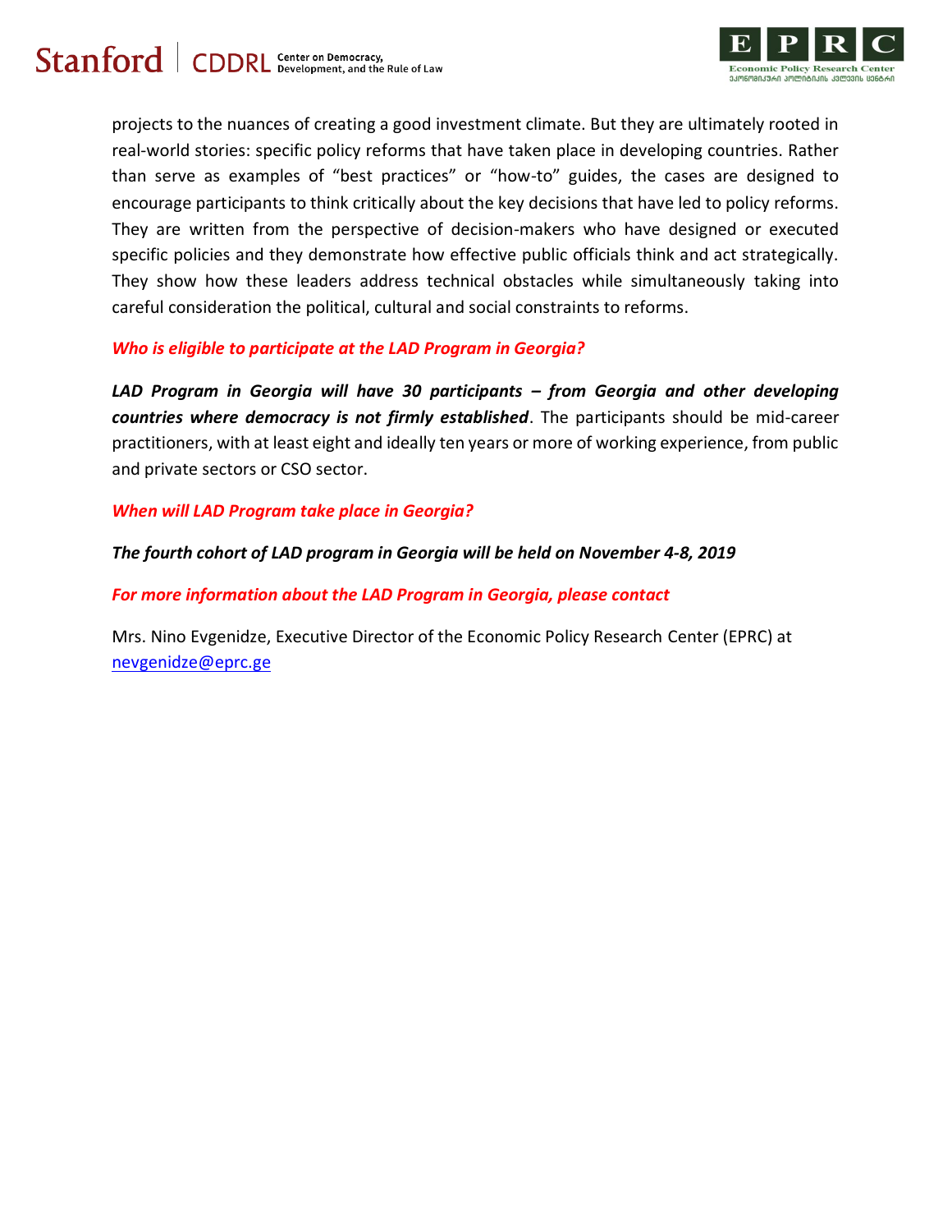projects to the nuances of creating a good investment climate. But they are ultimately rooted in real-world stories: specific policy reforms that have taken place in developing countries. Rather than serve as examples of “best practices” or “how-to” guides, the cases are designed to encourage participants to think critically about the key decisions that have led to policy reforms. They are written from the perspective of decision-makers who have designed or executed specific policies and they demonstrate how effective public officials think and act strategically. They show how these leaders address technical obstacles while simultaneously taking into careful consideration the political, cultural and social constraints to reforms.

***Who is eligible to participate at the LAD Program in Georgia?***

***LAD Program in Georgia will have 30 participants – from Georgia and other developing countries where democracy is not firmly established***. The participants should be mid-career practitioners, with at least eight and ideally ten years or more of working experience, from public and private sectors or CSO sector.

***When will LAD Program take place in Georgia?***

***The fourth cohort of LAD program in Georgia will be held on November 4-8, 2019***

***For more information about the LAD Program in Georgia, please contact***

Mrs. Nino Evgenidze, Executive Director of the Economic Policy Research Center (EPRC) at nevgenidze@eprc.ge